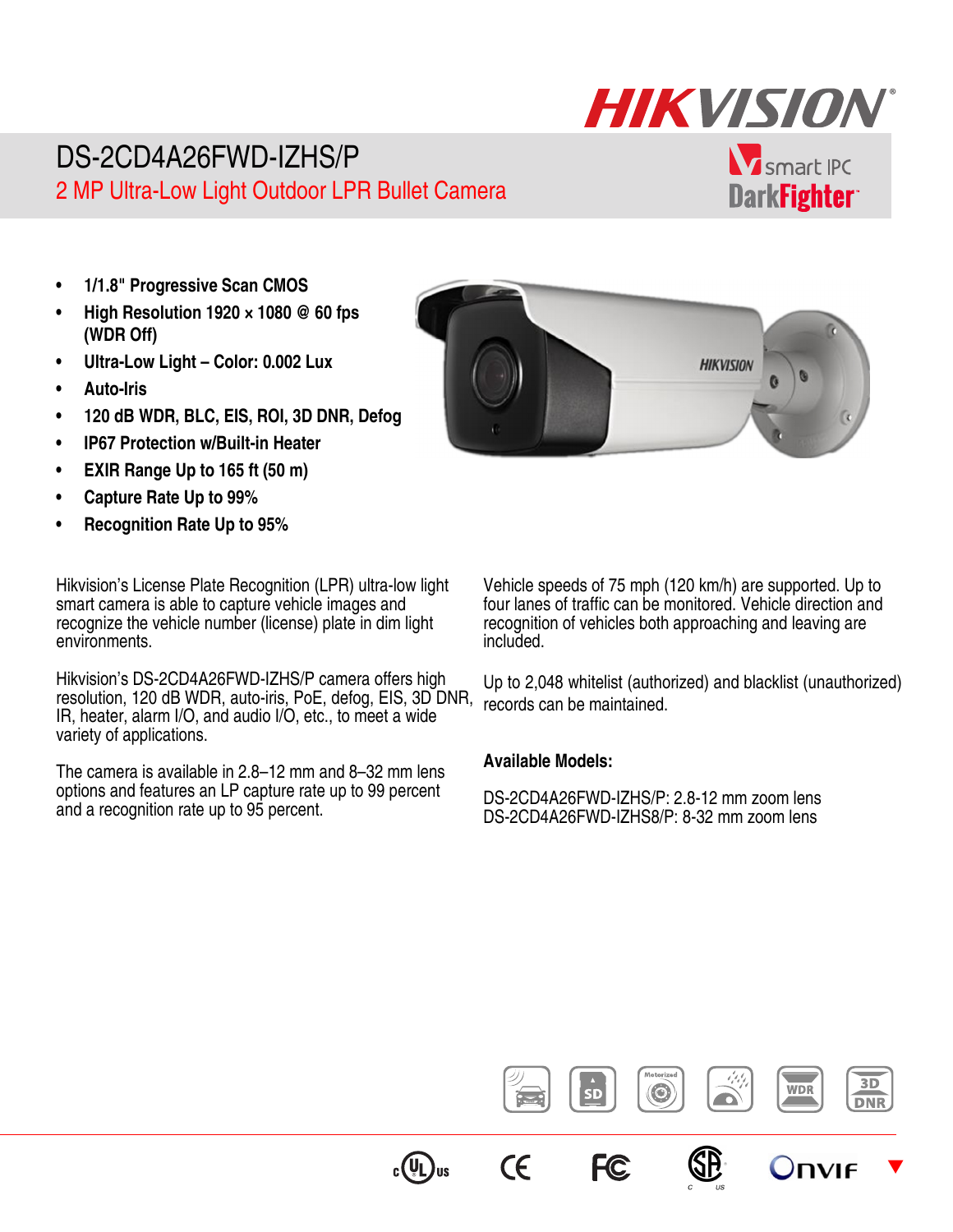# DS-2CD4A26FWD-IZHS/P

## 2 MP Ultra-Low Light Outdoor LPR Bullet Camera

smart IPC DarkFighter

- **1/1.8" Progressive Scan CMOS**
- **High Resolution 1920 × 1080 @ 60 fps (WDR Off)**
- **Ultra-Low Light – Color: 0.002 Lux**
- **Auto-Iris**
- **120 dB WDR, BLC, EIS, ROI, 3D DNR, Defog**
- **IP67 Protection w/Built-in Heater**
- **EXIR Range Up to 165 ft (50 m)**
- **Capture Rate Up to 99%**
- **Recognition Rate Up to 95%**

Hikvision's License Plate Recognition (LPR) ultra-low light smart camera is able to capture vehicle images and recognize the vehicle number (license) plate in dim light environments.

Hikvision's DS-2CD4A26FWD-IZHS/P camera offers high resolution, 120 dB WDR, auto-iris, PoE, defog, EIS, 3D DNR, IR, heater, alarm I/O, and audio I/O, etc., to meet a wide variety of applications.

The camera is available in 2.8–12 mm and 8–32 mm lens options and features an LP capture rate up to 99 percent and a recognition rate up to 95 percent.

Vehicle speeds of 75 mph (120 km/h) are supported. Up to four lanes of traffic can be monitored. Vehicle direction and recognition of vehicles both approaching and leaving are included.

Up to 2,048 whitelist (authorized) and blacklist (unauthorized) records can be maintained.

**Available Models:**

DS-2CD4A26FWD-IZHS/P: 2.8-12 mm zoom lens
DS-2CD4A26FWD-IZHS8/P: 8-32 mm zoom lens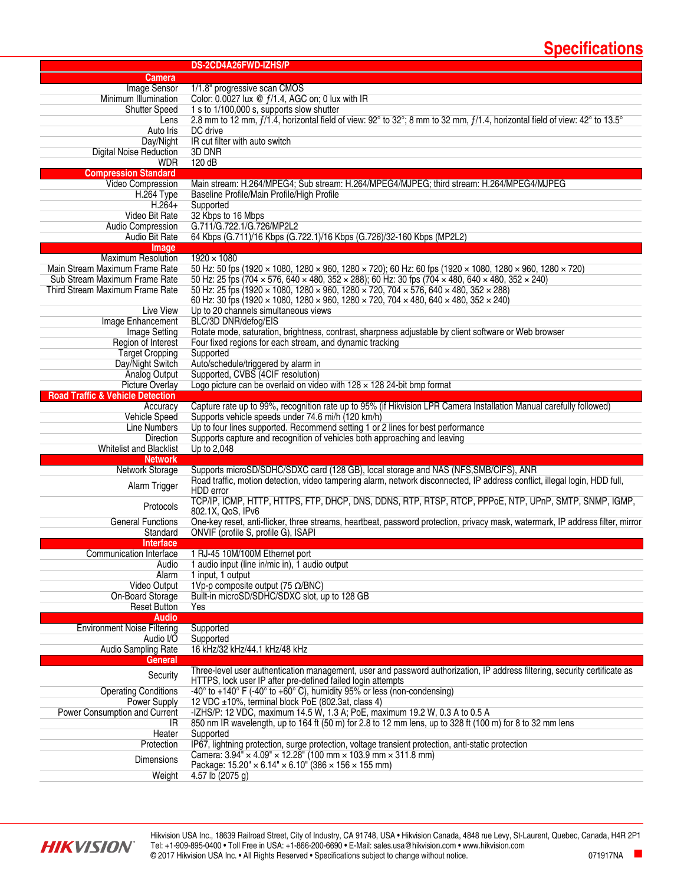# Specifications

| | DS-2CD4A26FWD-IZHS/P |
|---|---|
| **Camera** | |
| Image Sensor | 1/1.8" progressive scan CMOS |
| Minimum Illumination | Color: 0.0027 lux @ ƒ/1.4, AGC on; 0 lux with IR |
| Shutter Speed | 1 s to 1/100,000 s, supports slow shutter |
| Lens | 2.8 mm to 12 mm, ƒ/1.4, horizontal field of view: 92° to 32°; 8 mm to 32 mm, ƒ/1.4, horizontal field of view: 42° to 13.5° |
| Auto Iris | DC drive |
| Day/Night | IR cut filter with auto switch |
| Digital Noise Reduction | 3D DNR |
| WDR | 120 dB |
| **Compression Standard** | |
| Video Compression | Main stream: H.264/MPEG4; Sub stream: H.264/MPEG4/MJPEG; third stream: H.264/MPEG4/MJPEG |
| H.264 Type | Baseline Profile/Main Profile/High Profile |
| H.264+ | Supported |
| Video Bit Rate | 32 Kbps to 16 Mbps |
| Audio Compression | G.711/G.722.1/G.726/MP2L2 |
| Audio Bit Rate | 64 Kbps (G.711)/16 Kbps (G.722.1)/16 Kbps (G.726)/32-160 Kbps (MP2L2) |
| **Image** | |
| Maximum Resolution | 1920 × 1080 |
| Main Stream Maximum Frame Rate | 50 Hz: 50 fps (1920 × 1080, 1280 × 960, 1280 × 720); 60 Hz: 60 fps (1920 × 1080, 1280 × 960, 1280 × 720) |
| Sub Stream Maximum Frame Rate | 50 Hz: 25 fps (704 × 576, 640 × 480, 352 × 288); 60 Hz: 30 fps (704 × 480, 640 × 480, 352 × 240) |
| Third Stream Maximum Frame Rate | 50 Hz: 25 fps (1920 × 1080, 1280 × 960, 1280 × 720, 704 × 576, 640 × 480, 352 × 288)<br>60 Hz: 30 fps (1920 × 1080, 1280 × 960, 1280 × 720, 704 × 480, 640 × 480, 352 × 240) |
| Live View | Up to 20 channels simultaneous views |
| Image Enhancement | BLC/3D DNR/defog/EIS |
| Image Setting | Rotate mode, saturation, brightness, contrast, sharpness adjustable by client software or Web browser |
| Region of Interest | Four fixed regions for each stream, and dynamic tracking |
| Target Cropping | Supported |
| Day/Night Switch | Auto/schedule/triggered by alarm in |
| Analog Output | Supported, CVBS (4CIF resolution) |
| Picture Overlay | Logo picture can be overlaid on video with 128 × 128 24-bit bmp format |
| **Road Traffic & Vehicle Detection** | |
| Accuracy | Capture rate up to 99%, recognition rate up to 95% (if Hikvision LPR Camera Installation Manual carefully followed) |
| Vehicle Speed | Supports vehicle speeds under 74.6 mi/h (120 km/h) |
| Line Numbers | Up to four lines supported. Recommend setting 1 or 2 lines for best performance |
| Direction | Supports capture and recognition of vehicles both approaching and leaving |
| Whitelist and Blacklist | Up to 2,048 |
| **Network** | |
| Network Storage | Supports microSD/SDHC/SDXC card (128 GB), local storage and NAS (NFS,SMB/CIFS), ANR |
| Alarm Trigger | Road traffic, motion detection, video tampering alarm, network disconnected, IP address conflict, illegal login, HDD full, HDD error |
| Protocols | TCP/IP, ICMP, HTTP, HTTPS, FTP, DHCP, DNS, DDNS, RTP, RTSP, RTCP, PPPoE, NTP, UPnP, SMTP, SNMP, IGMP, 802.1X, QoS, IPv6 |
| General Functions | One-key reset, anti-flicker, three streams, heartbeat, password protection, privacy mask, watermark, IP address filter, mirror |
| Standard | ONVIF (profile S, profile G), ISAPI |
| **Interface** | |
| Communication Interface | 1 RJ-45 10M/100M Ethernet port |
| Audio | 1 audio input (line in/mic in), 1 audio output |
| Alarm | 1 input, 1 output |
| Video Output | 1Vp-p composite output (75 Ω/BNC) |
| On-Board Storage | Built-in microSD/SDHC/SDXC slot, up to 128 GB |
| Reset Button | Yes |
| **Audio** | |
| Environment Noise Filtering | Supported |
| Audio I/O | Supported |
| Audio Sampling Rate | 16 kHz/32 kHz/44.1 kHz/48 kHz |
| **General** | |
| Security | Three-level user authentication management, user and password authorization, IP address filtering, security certificate as HTTPS, lock user IP after pre-defined failed login attempts |
| Operating Conditions | -40° to +140° F (-40° to +60° C), humidity 95% or less (non-condensing) |
| Power Supply | 12 VDC ±10%, terminal block PoE (802.3at, class 4) |
| Power Consumption and Current | -IZHS/P: 12 VDC, maximum 14.5 W, 1.3 A; PoE, maximum 19.2 W, 0.3 A to 0.5 A |
| IR | 850 nm IR wavelength, up to 164 ft (50 m) for 2.8 to 12 mm lens, up to 328 ft (100 m) for 8 to 32 mm lens |
| Heater | Supported |
| Protection | IP67, lightning protection, surge protection, voltage transient protection, anti-static protection |
| Dimensions | Camera: 3.94" × 4.09" × 12.28" (100 mm × 103.9 mm × 311.8 mm)<br>Package: 15.20" × 6.14" × 6.10" (386 × 156 × 155 mm) |
| Weight | 4.57 lb (2075 g) |

HIKVISION

Hikvision USA Inc., 18639 Railroad Street, City of Industry, CA 91748, USA • Hikvision Canada, 4848 rue Levy, St-Laurent, Quebec, Canada, H4R 2P1
Tel: +1-909-895-0400 • Toll Free in USA: +1-866-200-6690 • E-Mail: sales.usa@hikvision.com • www.hikvision.com
© 2017 Hikvision USA Inc. • All Rights Reserved • Specifications subject to change without notice. 071917NA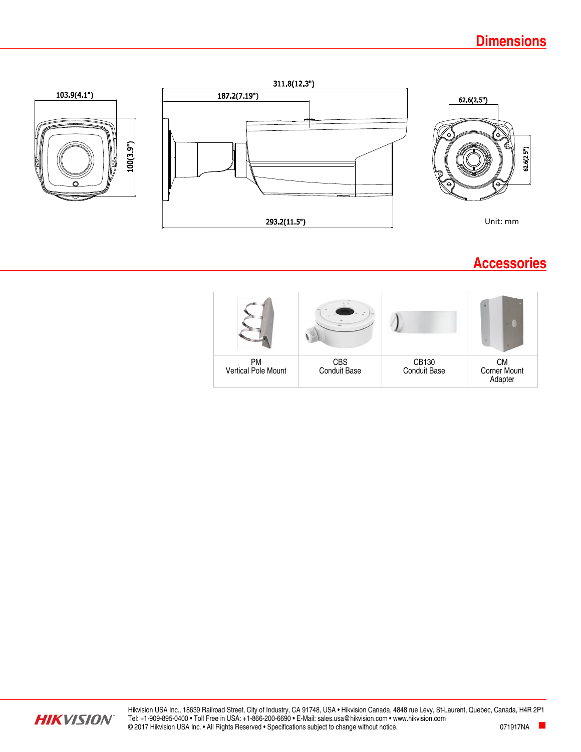## Dimensions

103.9(4.1")

100(3.9")

311.8(12.3")

187.2(7.19")

293.2(11.5")

62.6(2.5")

62.6(2.5")

Unit: mm

## Accessories

| | | | |
|---|---|---|---|
| PM<br>Vertical Pole Mount | CBS<br>Conduit Base | CB130<br>Conduit Base | CM<br>Corner Mount<br>Adapter |

Hikvision USA Inc., 18639 Railroad Street, City of Industry, CA 91748, USA • Hikvision Canada, 4848 rue Levy, St-Laurent, Quebec, Canada, H4R 2P1
Tel: +1-909-895-0400 • Toll Free in USA: +1-866-200-6690 • E-Mail: sales.usa@hikvision.com • www.hikvision.com
© 2017 Hikvision USA Inc. • All Rights Reserved • Specifications subject to change without notice. 071917NA